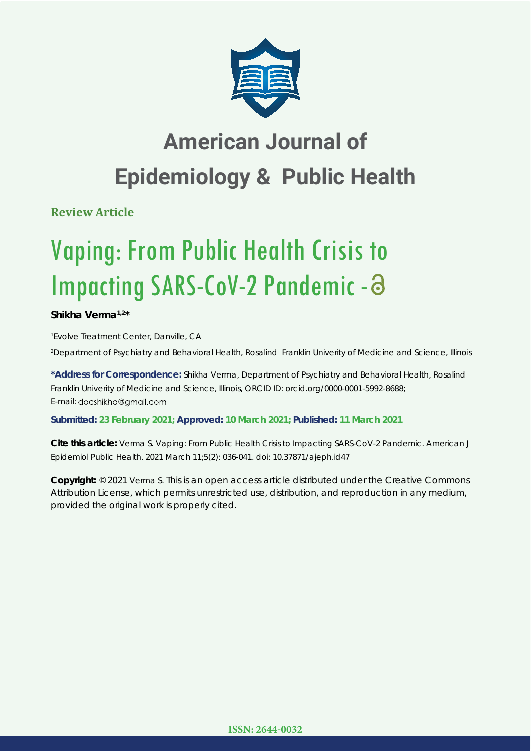# American Journal of Epidemiology & Public Health

**Review Article**

# Vaping: From Public Health Crisis to Impacting SARS-CoV-2 Pandemic

**Shikha Verma[1,2]***

[1]Evolve Treatment Center, Danville, CA

[2]Department of Psychiatry and Behavioral Health, Rosalind Franklin Univerity of Medicine and Science, Illinois

**\*Address for Correspondence:** Shikha Verma, Department of Psychiatry and Behavioral Health, Rosalind Franklin Univerity of Medicine and Science, Illinois, ORCID ID: orcid.org/0000-0001-5992-8688; E-mail: docshikha@gmail.com

**Submitted: 23 February 2021; Approved: 10 March 2021; Published: 11 March 2021**

**Cite this article:** Verma S. Vaping: From Public Health Crisis to Impacting SARS-CoV-2 Pandemic. American J Epidemiol Public Health. 2021 March 11;5(2): 036-041. doi: 10.37871/ajeph.id47

**Copyright:** © 2021 Verma S. This is an open access article distributed under the Creative Commons Attribution License, which permits unrestricted use, distribution, and reproduction in any medium, provided the original work is properly cited.

**ISSN: 2644-0032**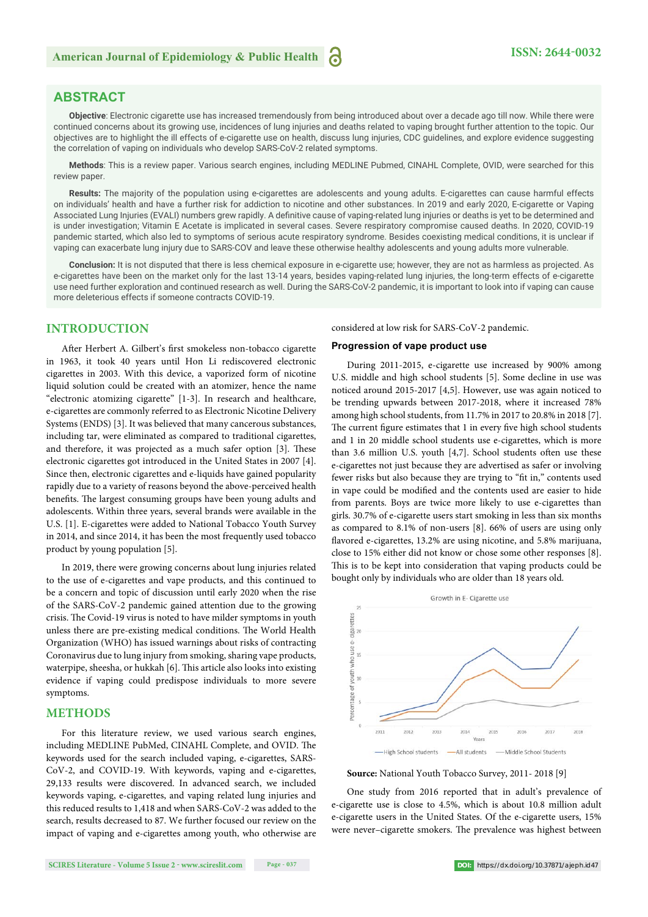## ABSTRACT

**Objective**: Electronic cigarette use has increased tremendously from being introduced about over a decade ago till now. While there were continued concerns about its growing use, incidences of lung injuries and deaths related to vaping brought further attention to the topic. Our objectives are to highlight the ill effects of e-cigarette use on health, discuss lung injuries, CDC guidelines, and explore evidence suggesting the correlation of vaping on individuals who develop SARS-CoV-2 related symptoms.

**Methods**: This is a review paper. Various search engines, including MEDLINE Pubmed, CINAHL Complete, OVID, were searched for this review paper.

**Results:** The majority of the population using e-cigarettes are adolescents and young adults. E-cigarettes can cause harmful effects on individuals' health and have a further risk for addiction to nicotine and other substances. In 2019 and early 2020, E-cigarette or Vaping Associated Lung Injuries (EVALI) numbers grew rapidly. A definitive cause of vaping-related lung injuries or deaths is yet to be determined and is under investigation; Vitamin E Acetate is implicated in several cases. Severe respiratory compromise caused deaths. In 2020, COVID-19 pandemic started, which also led to symptoms of serious acute respiratory syndrome. Besides coexisting medical conditions, it is unclear if vaping can exacerbate lung injury due to SARS-COV and leave these otherwise healthy adolescents and young adults more vulnerable.

**Conclusion:** It is not disputed that there is less chemical exposure in e-cigarette use; however, they are not as harmless as projected. As e-cigarettes have been on the market only for the last 13-14 years, besides vaping-related lung injuries, the long-term effects of e-cigarette use need further exploration and continued research as well. During the SARS-CoV-2 pandemic, it is important to look into if vaping can cause more deleterious effects if someone contracts COVID-19.

## INTRODUCTION

After Herbert A. Gilbert's first smokeless non-tobacco cigarette in 1963, it took 40 years until Hon Li rediscovered electronic cigarettes in 2003. With this device, a vaporized form of nicotine liquid solution could be created with an atomizer, hence the name "electronic atomizing cigarette" [1-3]. In research and healthcare, e-cigarettes are commonly referred to as Electronic Nicotine Delivery Systems (ENDS) [3]. It was believed that many cancerous substances, including tar, were eliminated as compared to traditional cigarettes, and therefore, it was projected as a much safer option [3]. These electronic cigarettes got introduced in the United States in 2007 [4]. Since then, electronic cigarettes and e-liquids have gained popularity rapidly due to a variety of reasons beyond the above-perceived health benefits. The largest consuming groups have been young adults and adolescents. Within three years, several brands were available in the U.S. [1]. E-cigarettes were added to National Tobacco Youth Survey in 2014, and since 2014, it has been the most frequently used tobacco product by young population [5].

In 2019, there were growing concerns about lung injuries related to the use of e-cigarettes and vape products, and this continued to be a concern and topic of discussion until early 2020 when the rise of the SARS-CoV-2 pandemic gained attention due to the growing crisis. The Covid-19 virus is noted to have milder symptoms in youth unless there are pre-existing medical conditions. The World Health Organization (WHO) has issued warnings about risks of contracting Coronavirus due to lung injury from smoking, sharing vape products, waterpipe, sheesha, or hukkah [6]. This article also looks into existing evidence if vaping could predispose individuals to more severe symptoms.

## METHODS

For this literature review, we used various search engines, including MEDLINE PubMed, CINAHL Complete, and OVID. The keywords used for the search included vaping, e-cigarettes, SARS-CoV-2, and COVID-19. With keywords, vaping and e-cigarettes, 29,133 results were discovered. In advanced search, we included keywords vaping, e-cigarettes, and vaping related lung injuries and this reduced results to 1,418 and when SARS-CoV-2 was added to the search, results decreased to 87. We further focused our review on the impact of vaping and e-cigarettes among youth, who otherwise are considered at low risk for SARS-CoV-2 pandemic.

### Progression of vape product use

During 2011-2015, e-cigarette use increased by 900% among U.S. middle and high school students [5]. Some decline in use was noticed around 2015-2017 [4,5]. However, use was again noticed to be trending upwards between 2017-2018, where it increased 78% among high school students, from 11.7% in 2017 to 20.8% in 2018 [7]. The current figure estimates that 1 in every five high school students and 1 in 20 middle school students use e-cigarettes, which is more than 3.6 million U.S. youth [4,7]. School students often use these e-cigarettes not just because they are advertised as safer or involving fewer risks but also because they are trying to "fit in," contents used in vape could be modified and the contents used are easier to hide from parents. Boys are twice more likely to use e-cigarettes than girls. 30.7% of e-cigarette users start smoking in less than six months as compared to 8.1% of non-users [8]. 66% of users are using only flavored e-cigarettes, 13.2% are using nicotine, and 5.8% marijuana, close to 15% either did not know or chose some other responses [8]. This is to be kept into consideration that vaping products could be bought only by individuals who are older than 18 years old.

Growth in E- Cigarette use

**Source:** National Youth Tobacco Survey, 2011- 2018 [9]

One study from 2016 reported that in adult's prevalence of e-cigarette use is close to 4.5%, which is about 10.8 million adult e-cigarette users in the United States. Of the e-cigarette users, 15% were never–cigarette smokers. The prevalence was highest between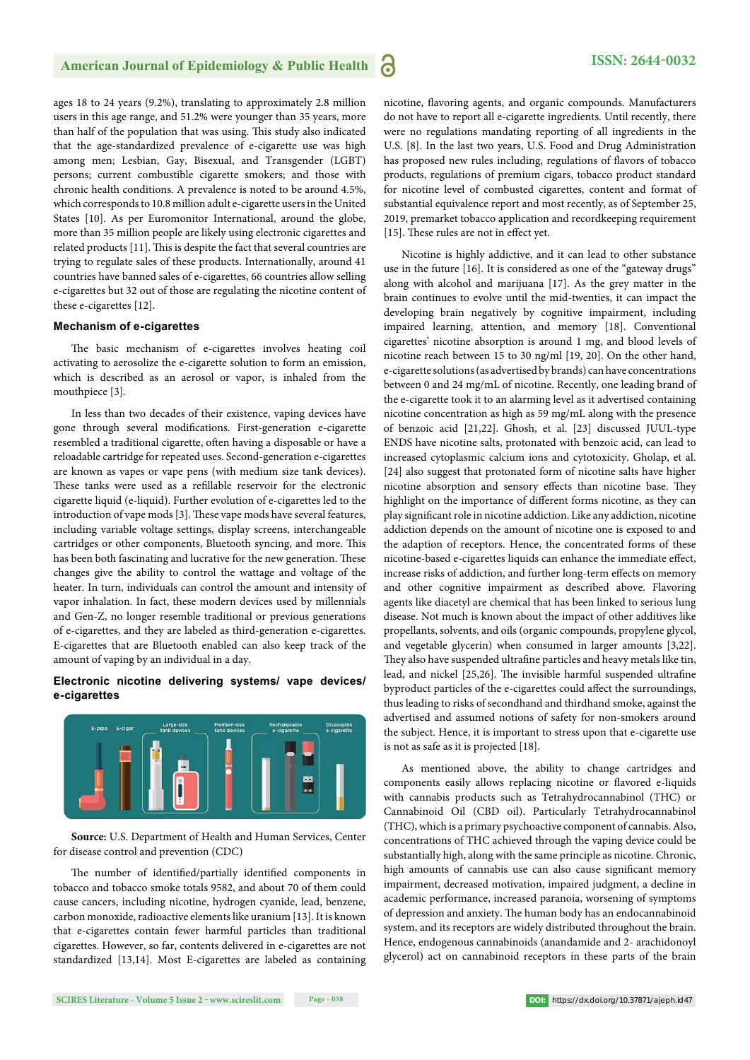ages 18 to 24 years (9.2%), translating to approximately 2.8 million users in this age range, and 51.2% were younger than 35 years, more than half of the population that was using. This study also indicated that the age-standardized prevalence of e-cigarette use was high among men; Lesbian, Gay, Bisexual, and Transgender (LGBT) persons; current combustible cigarette smokers; and those with chronic health conditions. A prevalence is noted to be around 4.5%, which corresponds to 10.8 million adult e-cigarette users in the United States [10]. As per Euromonitor International, around the globe, more than 35 million people are likely using electronic cigarettes and related products [11]. This is despite the fact that several countries are trying to regulate sales of these products. Internationally, around 41 countries have banned sales of e-cigarettes, 66 countries allow selling e-cigarettes but 32 out of those are regulating the nicotine content of these e-cigarettes [12].

### Mechanism of e-cigarettes

The basic mechanism of e-cigarettes involves heating coil activating to aerosolize the e-cigarette solution to form an emission, which is described as an aerosol or vapor, is inhaled from the mouthpiece [3].

In less than two decades of their existence, vaping devices have gone through several modifications. First-generation e-cigarette resembled a traditional cigarette, often having a disposable or have a reloadable cartridge for repeated uses. Second-generation e-cigarettes are known as vapes or vape pens (with medium size tank devices). These tanks were used as a refillable reservoir for the electronic cigarette liquid (e-liquid). Further evolution of e-cigarettes led to the introduction of vape mods [3]. These vape mods have several features, including variable voltage settings, display screens, interchangeable cartridges or other components, Bluetooth syncing, and more. This has been both fascinating and lucrative for the new generation. These changes give the ability to control the wattage and voltage of the heater. In turn, individuals can control the amount and intensity of vapor inhalation. In fact, these modern devices used by millennials and Gen-Z, no longer resemble traditional or previous generations of e-cigarettes, and they are labeled as third-generation e-cigarettes. E-cigarettes that are Bluetooth enabled can also keep track of the amount of vaping by an individual in a day.

### Electronic nicotine delivering systems/ vape devices/ e-cigarettes

E-pipe · E-cigar · Large-size tank devices · Medium-size tank devices · Rechargeable e-cigarette · Disposable e-cigarette

**Source:** U.S. Department of Health and Human Services, Center for disease control and prevention (CDC)

The number of identified/partially identified components in tobacco and tobacco smoke totals 9582, and about 70 of them could cause cancers, including nicotine, hydrogen cyanide, lead, benzene, carbon monoxide, radioactive elements like uranium [13]. It is known that e-cigarettes contain fewer harmful particles than traditional cigarettes. However, so far, contents delivered in e-cigarettes are not standardized [13,14]. Most E-cigarettes are labeled as containing nicotine, flavoring agents, and organic compounds. Manufacturers do not have to report all e-cigarette ingredients. Until recently, there were no regulations mandating reporting of all ingredients in the U.S. [8]. In the last two years, U.S. Food and Drug Administration has proposed new rules including, regulations of flavors of tobacco products, regulations of premium cigars, tobacco product standard for nicotine level of combusted cigarettes, content and format of substantial equivalence report and most recently, as of September 25, 2019, premarket tobacco application and recordkeeping requirement [15]. These rules are not in effect yet.

Nicotine is highly addictive, and it can lead to other substance use in the future [16]. It is considered as one of the "gateway drugs" along with alcohol and marijuana [17]. As the grey matter in the brain continues to evolve until the mid-twenties, it can impact the developing brain negatively by cognitive impairment, including impaired learning, attention, and memory [18]. Conventional cigarettes' nicotine absorption is around 1 mg, and blood levels of nicotine reach between 15 to 30 ng/ml [19, 20]. On the other hand, e-cigarette solutions (as advertised by brands) can have concentrations between 0 and 24 mg/mL of nicotine. Recently, one leading brand of the e-cigarette took it to an alarming level as it advertised containing nicotine concentration as high as 59 mg/mL along with the presence of benzoic acid [21,22]. Ghosh, et al. [23] discussed JUUL-type ENDS have nicotine salts, protonated with benzoic acid, can lead to increased cytoplasmic calcium ions and cytotoxicity. Gholap, et al. [24] also suggest that protonated form of nicotine salts have higher nicotine absorption and sensory effects than nicotine base. They highlight on the importance of different forms nicotine, as they can play significant role in nicotine addiction. Like any addiction, nicotine addiction depends on the amount of nicotine one is exposed to and the adaption of receptors. Hence, the concentrated forms of these nicotine-based e-cigarettes liquids can enhance the immediate effect, increase risks of addiction, and further long-term effects on memory and other cognitive impairment as described above. Flavoring agents like diacetyl are chemical that has been linked to serious lung disease. Not much is known about the impact of other additives like propellants, solvents, and oils (organic compounds, propylene glycol, and vegetable glycerin) when consumed in larger amounts [3,22]. They also have suspended ultrafine particles and heavy metals like tin, lead, and nickel [25,26]. The invisible harmful suspended ultrafine byproduct particles of the e-cigarettes could affect the surroundings, thus leading to risks of secondhand and thirdhand smoke, against the advertised and assumed notions of safety for non-smokers around the subject. Hence, it is important to stress upon that e-cigarette use is not as safe as it is projected [18].

As mentioned above, the ability to change cartridges and components easily allows replacing nicotine or flavored e-liquids with cannabis products such as Tetrahydrocannabinol (THC) or Cannabinoid Oil (CBD oil). Particularly Tetrahydrocannabinol (THC), which is a primary psychoactive component of cannabis. Also, concentrations of THC achieved through the vaping device could be substantially high, along with the same principle as nicotine. Chronic, high amounts of cannabis use can also cause significant memory impairment, decreased motivation, impaired judgment, a decline in academic performance, increased paranoia, worsening of symptoms of depression and anxiety. The human body has an endocannabinoid system, and its receptors are widely distributed throughout the brain. Hence, endogenous cannabinoids (anandamide and 2- arachidonoyl glycerol) act on cannabinoid receptors in these parts of the brain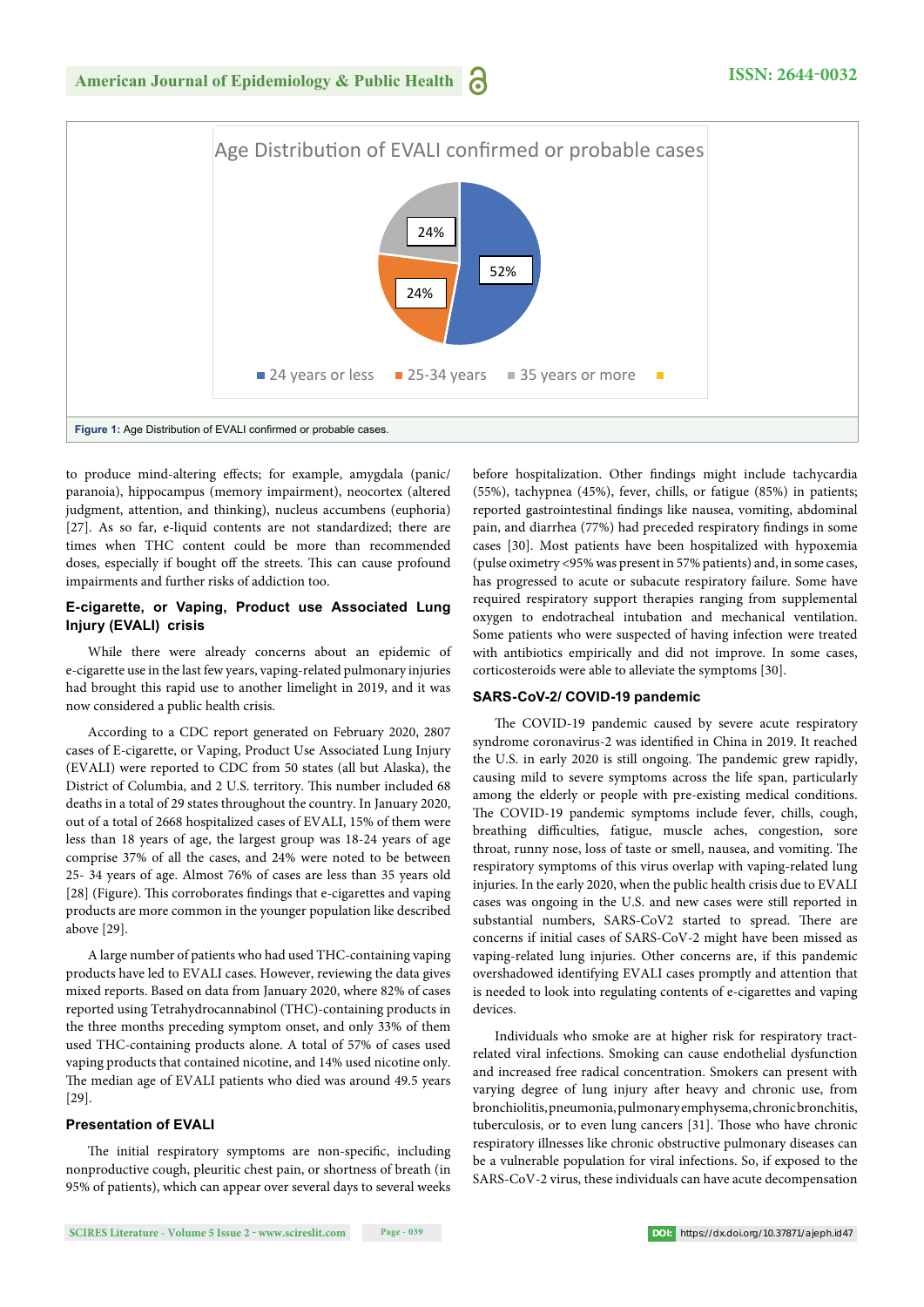Figure 1: Age Distribution of EVALI confirmed or probable cases.

to produce mind-altering effects; for example, amygdala (panic/paranoia), hippocampus (memory impairment), neocortex (altered judgment, attention, and thinking), nucleus accumbens (euphoria) [27]. As so far, e-liquid contents are not standardized; there are times when THC content could be more than recommended doses, especially if bought off the streets. This can cause profound impairments and further risks of addiction too.

## E-cigarette, or Vaping, Product use Associated Lung Injury (EVALI) crisis

While there were already concerns about an epidemic of e-cigarette use in the last few years, vaping-related pulmonary injuries had brought this rapid use to another limelight in 2019, and it was now considered a public health crisis.

According to a CDC report generated on February 2020, 2807 cases of E-cigarette, or Vaping, Product Use Associated Lung Injury (EVALI) were reported to CDC from 50 states (all but Alaska), the District of Columbia, and 2 U.S. territory. This number included 68 deaths in a total of 29 states throughout the country. In January 2020, out of a total of 2668 hospitalized cases of EVALI, 15% of them were less than 18 years of age, the largest group was 18-24 years of age comprise 37% of all the cases, and 24% were noted to be between 25- 34 years of age. Almost 76% of cases are less than 35 years old [28] (Figure). This corroborates findings that e-cigarettes and vaping products are more common in the younger population like described above [29].

A large number of patients who had used THC-containing vaping products have led to EVALI cases. However, reviewing the data gives mixed reports. Based on data from January 2020, where 82% of cases reported using Tetrahydrocannabinol (THC)-containing products in the three months preceding symptom onset, and only 33% of them used THC-containing products alone. A total of 57% of cases used vaping products that contained nicotine, and 14% used nicotine only. The median age of EVALI patients who died was around 49.5 years [29].

## Presentation of EVALI

The initial respiratory symptoms are non-specific, including nonproductive cough, pleuritic chest pain, or shortness of breath (in 95% of patients), which can appear over several days to several weeks before hospitalization. Other findings might include tachycardia (55%), tachypnea (45%), fever, chills, or fatigue (85%) in patients; reported gastrointestinal findings like nausea, vomiting, abdominal pain, and diarrhea (77%) had preceded respiratory findings in some cases [30]. Most patients have been hospitalized with hypoxemia (pulse oximetry <95% was present in 57% patients) and, in some cases, has progressed to acute or subacute respiratory failure. Some have required respiratory support therapies ranging from supplemental oxygen to endotracheal intubation and mechanical ventilation. Some patients who were suspected of having infection were treated with antibiotics empirically and did not improve. In some cases, corticosteroids were able to alleviate the symptoms [30].

## SARS-CoV-2/ COVID-19 pandemic

The COVID-19 pandemic caused by severe acute respiratory syndrome coronavirus-2 was identified in China in 2019. It reached the U.S. in early 2020 is still ongoing. The pandemic grew rapidly, causing mild to severe symptoms across the life span, particularly among the elderly or people with pre-existing medical conditions. The COVID-19 pandemic symptoms include fever, chills, cough, breathing difficulties, fatigue, muscle aches, congestion, sore throat, runny nose, loss of taste or smell, nausea, and vomiting. The respiratory symptoms of this virus overlap with vaping-related lung injuries. In the early 2020, when the public health crisis due to EVALI cases was ongoing in the U.S. and new cases were still reported in substantial numbers, SARS-CoV2 started to spread. There are concerns if initial cases of SARS-CoV-2 might have been missed as vaping-related lung injuries. Other concerns are, if this pandemic overshadowed identifying EVALI cases promptly and attention that is needed to look into regulating contents of e-cigarettes and vaping devices.

Individuals who smoke are at higher risk for respiratory tract-related viral infections. Smoking can cause endothelial dysfunction and increased free radical concentration. Smokers can present with varying degree of lung injury after heavy and chronic use, from bronchiolitis, pneumonia, pulmonary emphysema, chronic bronchitis, tuberculosis, or to even lung cancers [31]. Those who have chronic respiratory illnesses like chronic obstructive pulmonary diseases can be a vulnerable population for viral infections. So, if exposed to the SARS-CoV-2 virus, these individuals can have acute decompensation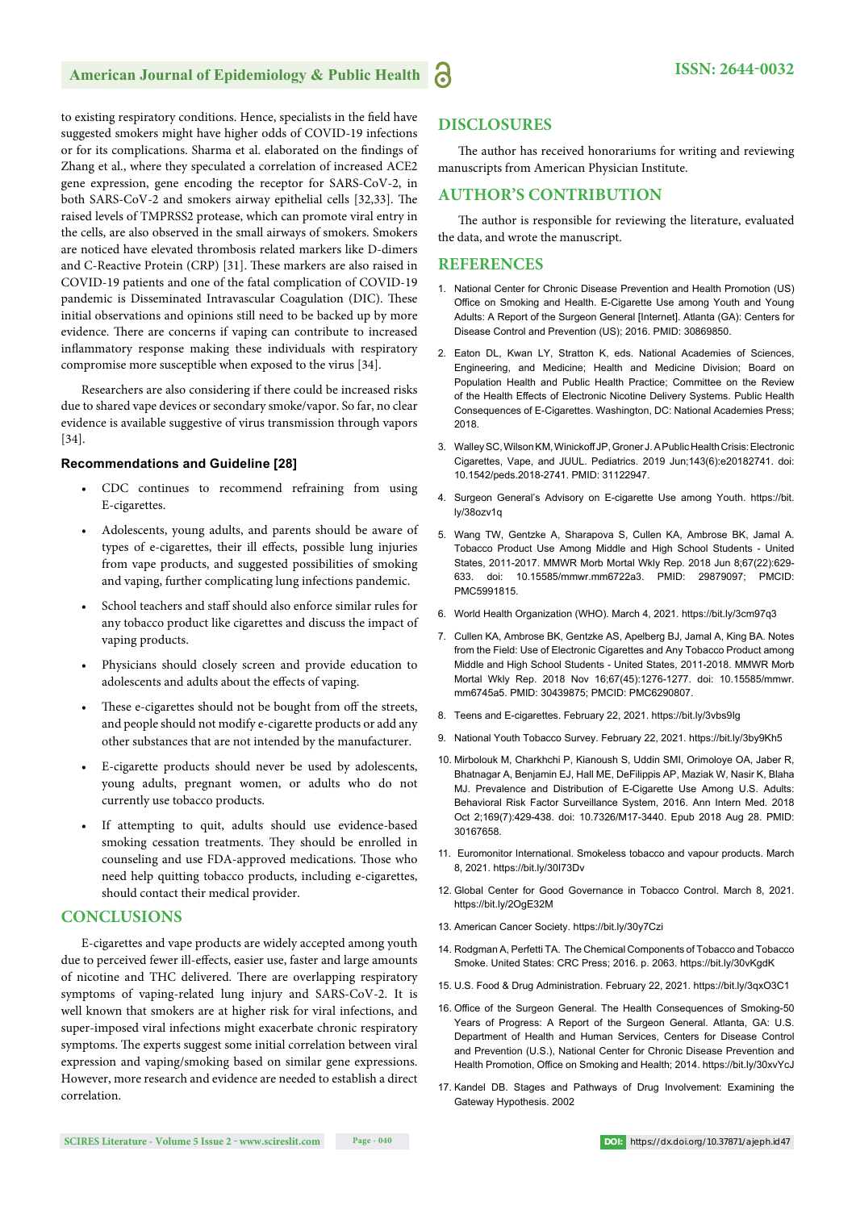to existing respiratory conditions. Hence, specialists in the field have suggested smokers might have higher odds of COVID-19 infections or for its complications. Sharma et al. elaborated on the findings of Zhang et al., where they speculated a correlation of increased ACE2 gene expression, gene encoding the receptor for SARS-CoV-2, in both SARS-CoV-2 and smokers airway epithelial cells [32,33]. The raised levels of TMPRSS2 protease, which can promote viral entry in the cells, are also observed in the small airways of smokers. Smokers are noticed have elevated thrombosis related markers like D-dimers and C-Reactive Protein (CRP) [31]. These markers are also raised in COVID-19 patients and one of the fatal complication of COVID-19 pandemic is Disseminated Intravascular Coagulation (DIC). These initial observations and opinions still need to be backed up by more evidence. There are concerns if vaping can contribute to increased inflammatory response making these individuals with respiratory compromise more susceptible when exposed to the virus [34].

Researchers are also considering if there could be increased risks due to shared vape devices or secondary smoke/vapor. So far, no clear evidence is available suggestive of virus transmission through vapors [34].

### Recommendations and Guideline [28]

- CDC continues to recommend refraining from using E-cigarettes.
- Adolescents, young adults, and parents should be aware of types of e-cigarettes, their ill effects, possible lung injuries from vape products, and suggested possibilities of smoking and vaping, further complicating lung infections pandemic.
- School teachers and staff should also enforce similar rules for any tobacco product like cigarettes and discuss the impact of vaping products.
- Physicians should closely screen and provide education to adolescents and adults about the effects of vaping.
- These e-cigarettes should not be bought from off the streets, and people should not modify e-cigarette products or add any other substances that are not intended by the manufacturer.
- E-cigarette products should never be used by adolescents, young adults, pregnant women, or adults who do not currently use tobacco products.
- If attempting to quit, adults should use evidence-based smoking cessation treatments. They should be enrolled in counseling and use FDA-approved medications. Those who need help quitting tobacco products, including e-cigarettes, should contact their medical provider.

## CONCLUSIONS

E-cigarettes and vape products are widely accepted among youth due to perceived fewer ill-effects, easier use, faster and large amounts of nicotine and THC delivered. There are overlapping respiratory symptoms of vaping-related lung injury and SARS-CoV-2. It is well known that smokers are at higher risk for viral infections, and super-imposed viral infections might exacerbate chronic respiratory symptoms. The experts suggest some initial correlation between viral expression and vaping/smoking based on similar gene expressions. However, more research and evidence are needed to establish a direct correlation.

## DISCLOSURES

The author has received honorariums for writing and reviewing manuscripts from American Physician Institute.

## AUTHOR'S CONTRIBUTION

The author is responsible for reviewing the literature, evaluated the data, and wrote the manuscript.

## REFERENCES

1. National Center for Chronic Disease Prevention and Health Promotion (US) Office on Smoking and Health. E-Cigarette Use among Youth and Young Adults: A Report of the Surgeon General [Internet]. Atlanta (GA): Centers for Disease Control and Prevention (US); 2016. PMID: 30869850.
2. Eaton DL, Kwan LY, Stratton K, eds. National Academies of Sciences, Engineering, and Medicine; Health and Medicine Division; Board on Population Health and Public Health Practice; Committee on the Review of the Health Effects of Electronic Nicotine Delivery Systems. Public Health Consequences of E-Cigarettes. Washington, DC: National Academies Press; 2018.
3. Walley SC, Wilson KM, Winickoff JP, Groner J. A Public Health Crisis: Electronic Cigarettes, Vape, and JUUL. Pediatrics. 2019 Jun;143(6):e20182741. doi: 10.1542/peds.2018-2741. PMID: 31122947.
4. Surgeon General's Advisory on E-cigarette Use among Youth. https://bit.ly/38ozv1q
5. Wang TW, Gentzke A, Sharapova S, Cullen KA, Ambrose BK, Jamal A. Tobacco Product Use Among Middle and High School Students - United States, 2011-2017. MMWR Morb Mortal Wkly Rep. 2018 Jun 8;67(22):629-633. doi: 10.15585/mmwr.mm6722a3. PMID: 29879097; PMCID: PMC5991815.
6. World Health Organization (WHO). March 4, 2021. https://bit.ly/3cm97q3
7. Cullen KA, Ambrose BK, Gentzke AS, Apelberg BJ, Jamal A, King BA. Notes from the Field: Use of Electronic Cigarettes and Any Tobacco Product among Middle and High School Students - United States, 2011-2018. MMWR Morb Mortal Wkly Rep. 2018 Nov 16;67(45):1276-1277. doi: 10.15585/mmwr.mm6745a5. PMID: 30439875; PMCID: PMC6290807.
8. Teens and E-cigarettes. February 22, 2021. https://bit.ly/3vbs9lg
9. National Youth Tobacco Survey. February 22, 2021. https://bit.ly/3by9Kh5
10. Mirbolouk M, Charkhchi P, Kianoush S, Uddin SMI, Orimoloye OA, Jaber R, Bhatnagar A, Benjamin EJ, Hall ME, DeFilippis AP, Maziak W, Nasir K, Blaha MJ. Prevalence and Distribution of E-Cigarette Use Among U.S. Adults: Behavioral Risk Factor Surveillance System, 2016. Ann Intern Med. 2018 Oct 2;169(7):429-438. doi: 10.7326/M17-3440. Epub 2018 Aug 28. PMID: 30167658.
11. Euromonitor International. Smokeless tobacco and vapour products. March 8, 2021. https://bit.ly/30I73Dv
12. Global Center for Good Governance in Tobacco Control. March 8, 2021. https://bit.ly/2OgE32M
13. American Cancer Society. https://bit.ly/30y7Czi
14. Rodgman A, Perfetti TA. The Chemical Components of Tobacco and Tobacco Smoke. United States: CRC Press; 2016. p. 2063. https://bit.ly/30vKgdK
15. U.S. Food & Drug Administration. February 22, 2021. https://bit.ly/3qxO3C1
16. Office of the Surgeon General. The Health Consequences of Smoking-50 Years of Progress: A Report of the Surgeon General. Atlanta, GA: U.S. Department of Health and Human Services, Centers for Disease Control and Prevention (U.S.), National Center for Chronic Disease Prevention and Health Promotion, Office on Smoking and Health; 2014. https://bit.ly/30xvYcJ
17. Kandel DB. Stages and Pathways of Drug Involvement: Examining the Gateway Hypothesis. 2002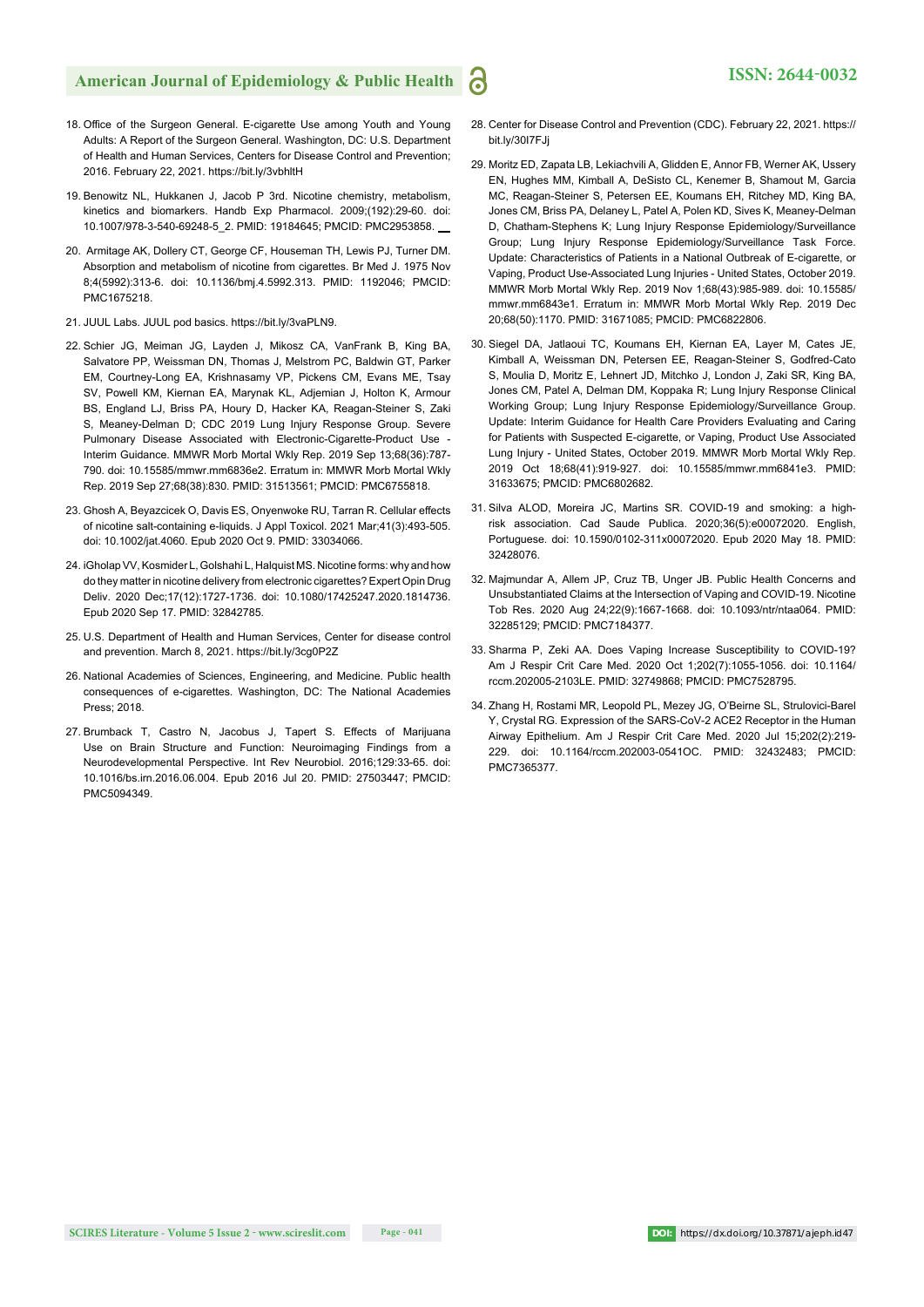18. Office of the Surgeon General. E-cigarette Use among Youth and Young Adults: A Report of the Surgeon General. Washington, DC: U.S. Department of Health and Human Services, Centers for Disease Control and Prevention; 2016. February 22, 2021. https://bit.ly/3vbhltH

19. Benowitz NL, Hukkanen J, Jacob P 3rd. Nicotine chemistry, metabolism, kinetics and biomarkers. Handb Exp Pharmacol. 2009;(192):29-60. doi: 10.1007/978-3-540-69248-5_2. PMID: 19184645; PMCID: PMC2953858.

20. Armitage AK, Dollery CT, George CF, Houseman TH, Lewis PJ, Turner DM. Absorption and metabolism of nicotine from cigarettes. Br Med J. 1975 Nov 8;4(5992):313-6. doi: 10.1136/bmj.4.5992.313. PMID: 1192046; PMCID: PMC1675218.

21. JUUL Labs. JUUL pod basics. https://bit.ly/3vaPLN9.

22. Schier JG, Meiman JG, Layden J, Mikosz CA, VanFrank B, King BA, Salvatore PP, Weissman DN, Thomas J, Melstrom PC, Baldwin GT, Parker EM, Courtney-Long EA, Krishnasamy VP, Pickens CM, Evans ME, Tsay SV, Powell KM, Kiernan EA, Marynak KL, Adjemian J, Holton K, Armour BS, England LJ, Briss PA, Houry D, Hacker KA, Reagan-Steiner S, Zaki S, Meaney-Delman D; CDC 2019 Lung Injury Response Group. Severe Pulmonary Disease Associated with Electronic-Cigarette-Product Use - Interim Guidance. MMWR Morb Mortal Wkly Rep. 2019 Sep 13;68(36):787-790. doi: 10.15585/mmwr.mm6836e2. Erratum in: MMWR Morb Mortal Wkly Rep. 2019 Sep 27;68(38):830. PMID: 31513561; PMCID: PMC6755818.

23. Ghosh A, Beyazcicek O, Davis ES, Onyenwoke RU, Tarran R. Cellular effects of nicotine salt-containing e-liquids. J Appl Toxicol. 2021 Mar;41(3):493-505. doi: 10.1002/jat.4060. Epub 2020 Oct 9. PMID: 33034066.

24. iGholap VV, Kosmider L, Golshahi L, Halquist MS. Nicotine forms: why and how do they matter in nicotine delivery from electronic cigarettes? Expert Opin Drug Deliv. 2020 Dec;17(12):1727-1736. doi: 10.1080/17425247.2020.1814736. Epub 2020 Sep 17. PMID: 32842785.

25. U.S. Department of Health and Human Services, Center for disease control and prevention. March 8, 2021. https://bit.ly/3cg0P2Z

26. National Academies of Sciences, Engineering, and Medicine. Public health consequences of e-cigarettes. Washington, DC: The National Academies Press; 2018.

27. Brumback T, Castro N, Jacobus J, Tapert S. Effects of Marijuana Use on Brain Structure and Function: Neuroimaging Findings from a Neurodevelopmental Perspective. Int Rev Neurobiol. 2016;129:33-65. doi: 10.1016/bs.irn.2016.06.004. Epub 2016 Jul 20. PMID: 27503447; PMCID: PMC5094349.

28. Center for Disease Control and Prevention (CDC). February 22, 2021. https://bit.ly/30l7FJj

29. Moritz ED, Zapata LB, Lekiachvili A, Glidden E, Annor FB, Werner AK, Ussery EN, Hughes MM, Kimball A, DeSisto CL, Kenemer B, Shamout M, Garcia MC, Reagan-Steiner S, Petersen EE, Koumans EH, Ritchey MD, King BA, Jones CM, Briss PA, Delaney L, Patel A, Polen KD, Sives K, Meaney-Delman D, Chatham-Stephens K; Lung Injury Response Epidemiology/Surveillance Group; Lung Injury Response Epidemiology/Surveillance Task Force. Update: Characteristics of Patients in a National Outbreak of E-cigarette, or Vaping, Product Use-Associated Lung Injuries - United States, October 2019. MMWR Morb Mortal Wkly Rep. 2019 Nov 1;68(43):985-989. doi: 10.15585/mmwr.mm6843e1. Erratum in: MMWR Morb Mortal Wkly Rep. 2019 Dec 20;68(50):1170. PMID: 31671085; PMCID: PMC6822806.

30. Siegel DA, Jatlaoui TC, Koumans EH, Kiernan EA, Layer M, Cates JE, Kimball A, Weissman DN, Petersen EE, Reagan-Steiner S, Godfred-Cato S, Moulia D, Moritz E, Lehnert JD, Mitchko J, London J, Zaki SR, King BA, Jones CM, Patel A, Delman DM, Koppaka R; Lung Injury Response Clinical Working Group; Lung Injury Response Epidemiology/Surveillance Group. Update: Interim Guidance for Health Care Providers Evaluating and Caring for Patients with Suspected E-cigarette, or Vaping, Product Use Associated Lung Injury - United States, October 2019. MMWR Morb Mortal Wkly Rep. 2019 Oct 18;68(41):919-927. doi: 10.15585/mmwr.mm6841e3. PMID: 31633675; PMCID: PMC6802682.

31. Silva ALOD, Moreira JC, Martins SR. COVID-19 and smoking: a high-risk association. Cad Saude Publica. 2020;36(5):e00072020. English, Portuguese. doi: 10.1590/0102-311x00072020. Epub 2020 May 18. PMID: 32428076.

32. Majmundar A, Allem JP, Cruz TB, Unger JB. Public Health Concerns and Unsubstantiated Claims at the Intersection of Vaping and COVID-19. Nicotine Tob Res. 2020 Aug 24;22(9):1667-1668. doi: 10.1093/ntr/ntaa064. PMID: 32285129; PMCID: PMC7184377.

33. Sharma P, Zeki AA. Does Vaping Increase Susceptibility to COVID-19? Am J Respir Crit Care Med. 2020 Oct 1;202(7):1055-1056. doi: 10.1164/rccm.202005-2103LE. PMID: 32749868; PMCID: PMC7528795.

34. Zhang H, Rostami MR, Leopold PL, Mezey JG, O'Beirne SL, Strulovici-Barel Y, Crystal RG. Expression of the SARS-CoV-2 ACE2 Receptor in the Human Airway Epithelium. Am J Respir Crit Care Med. 2020 Jul 15;202(2):219-229. doi: 10.1164/rccm.202003-0541OC. PMID: 32432483; PMCID: PMC7365377.